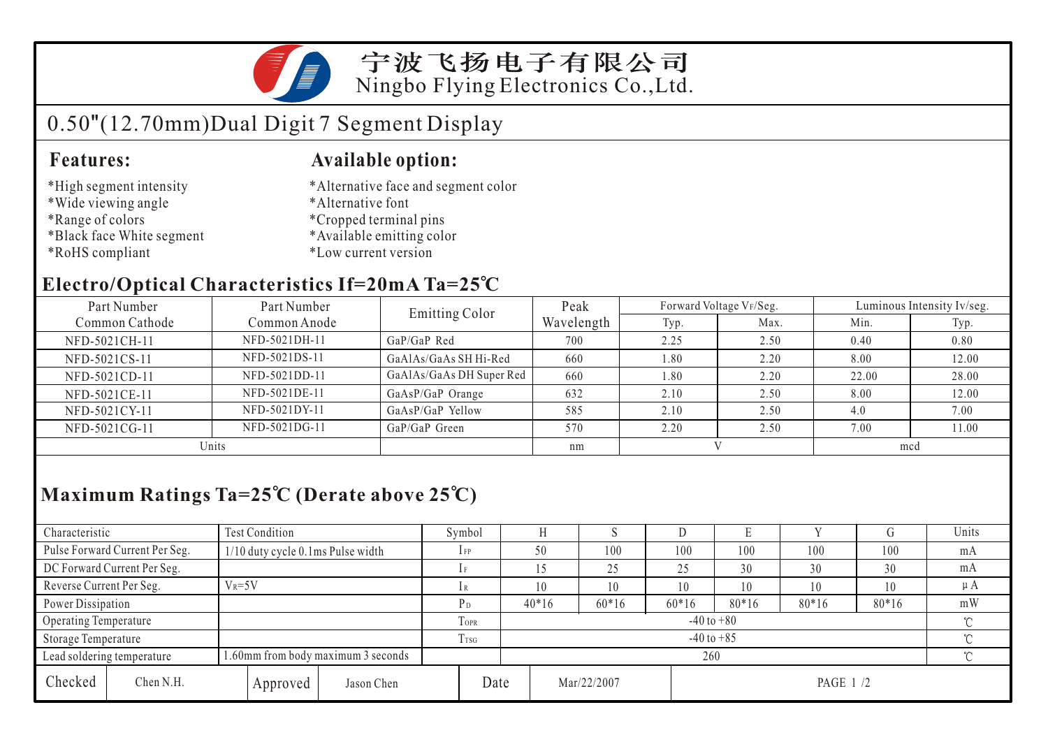# 宁波飞扬电子有限公司

Ningbo Flying Electronics Co.,Ltd.

## 0.50"(12.70mm)Dual Digit 7 Segment Display

### Features:

*High segment intensity
*Wide viewing angle
*Range of colors
*Black face White segment
*RoHS compliant

### Available option:

*Alternative face and segment color
*Alternative font
*Cropped terminal pins
*Available emitting color
*Low current version

### Electro/Optical Characteristics If=20mA Ta=25℃

| Part Number Common Cathode | Part Number Common Anode | Emitting Color | Peak Wavelength | Forward Voltage $V_F$/Seg. | | Luminous Intensity Iv/seg. | |
|---|---|---|---|---|---|---|---|
| | | | | Typ. | Max. | Min. | Typ. |
| NFD-5021CH-11 | NFD-5021DH-11 | GaP/GaP Red | 700 | 2.25 | 2.50 | 0.40 | 0.80 |
| NFD-5021CS-11 | NFD-5021DS-11 | GaAlAs/GaAs SH Hi-Red | 660 | 1.80 | 2.20 | 8.00 | 12.00 |
| NFD-5021CD-11 | NFD-5021DD-11 | GaAlAs/GaAs DH Super Red | 660 | 1.80 | 2.20 | 22.00 | 28.00 |
| NFD-5021CE-11 | NFD-5021DE-11 | GaAsP/GaP Orange | 632 | 2.10 | 2.50 | 8.00 | 12.00 |
| NFD-5021CY-11 | NFD-5021DY-11 | GaAsP/GaP Yellow | 585 | 2.10 | 2.50 | 4.0 | 7.00 |
| NFD-5021CG-11 | NFD-5021DG-11 | GaP/GaP Green | 570 | 2.20 | 2.50 | 7.00 | 11.00 |
| Units | | | nm | V | | mcd | |

### Maximum Ratings Ta=25℃ (Derate above 25℃)

| Characteristic | Test Condition | Symbol | H | S | D | E | Y | G | Units |
|---|---|---|---|---|---|---|---|---|---|
| Pulse Forward Current Per Seg. | 1/10 duty cycle 0.1ms Pulse width | $I_{FP}$ | 50 | 100 | 100 | 100 | 100 | 100 | mA |
| DC Forward Current Per Seg. | | $I_F$ | 15 | 25 | 25 | 30 | 30 | 30 | mA |
| Reverse Current Per Seg. | $V_R$=5V | $I_R$ | 10 | 10 | 10 | 10 | 10 | 10 | μA |
| Power Dissipation | | $P_D$ | 40*16 | 60*16 | 60*16 | 80*16 | 80*16 | 80*16 | mW |
| Operating Temperature | | $T_{OPR}$ | -40 to +80 | | | | | | ℃ |
| Storage Temperature | | $T_{TSG}$ | -40 to +85 | | | | | | ℃ |
| Lead soldering temperature | 1.60mm from body maximum 3 seconds | | 260 | | | | | | ℃ |

| Checked | Chen N.H. | Approved | Jason Chen | Date | Mar/22/2007 |
|---|---|---|---|---|---|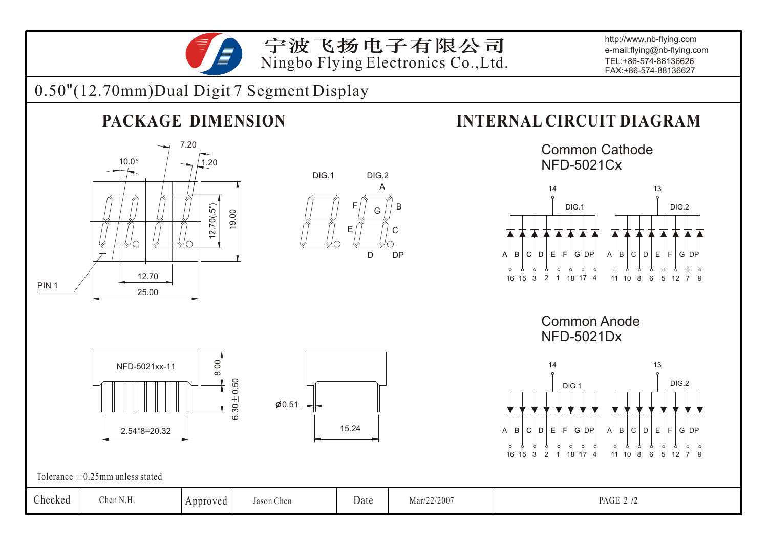宁波飞扬电子有限公司
Ningbo Flying Electronics Co.,Ltd.

http://www.nb-flying.com
e-mail:flying@nb-flying.com
TEL:+86-574-88136626
FAX:+86-574-88136627

# 0.50"(12.70mm)Dual Digit 7 Segment Display

## PACKAGE DIMENSION

7.20
10.0°
1.20
12.70(.5")
19.00
12.70
25.00
PIN 1

DIG.1
DIG.2
A
B
C
D
E
F
G
DP

NFD-5021xx-11
8.00
6.30±0.50
2.54*8=20.32
ø0.51
15.24

## INTERNAL CIRCUIT DIAGRAM

### Common Cathode
NFD-5021Cx

14
13
DIG.1
DIG.2

| | | | | | | | | | | | | | | | |
|---|---|---|---|---|---|---|---|---|---|---|---|---|---|---|---|
| A | B | C | D | E | F | G | DP | A | B | C | D | E | F | G | DP |
| 16 | 15 | 3 | 2 | 1 | 18 | 17 | 4 | 11 | 10 | 8 | 6 | 5 | 12 | 7 | 9 |

### Common Anode
NFD-5021Dx

14
13
DIG.1
DIG.2

| | | | | | | | | | | | | | | | |
|---|---|---|---|---|---|---|---|---|---|---|---|---|---|---|---|
| A | B | C | D | E | F | G | DP | A | B | C | D | E | F | G | DP |
| 16 | 15 | 3 | 2 | 1 | 18 | 17 | 4 | 11 | 10 | 8 | 6 | 5 | 12 | 7 | 9 |

Tolerance ±0.25mm unless stated

| Checked | Chen N.H. | Approved | Jason Chen | Date | Mar/22/2007 |
|---|---|---|---|---|---|